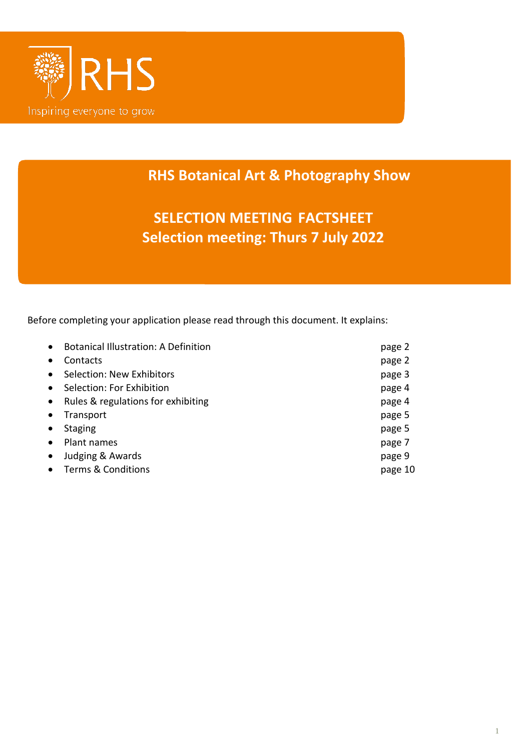RHS

Inspiring everyone to grow

# RHS Botanical Art & Photography Show

## SELECTION MEETING FACTSHEET
## Selection meeting: Thurs 7 July 2022

Before completing your application please read through this document. It explains:

- Botanical Illustration: A Definition — page 2
- Contacts — page 2
- Selection: New Exhibitors — page 3
- Selection: For Exhibition — page 4
- Rules & regulations for exhibiting — page 4
- Transport — page 5
- Staging — page 5
- Plant names — page 7
- Judging & Awards — page 9
- Terms & Conditions — page 10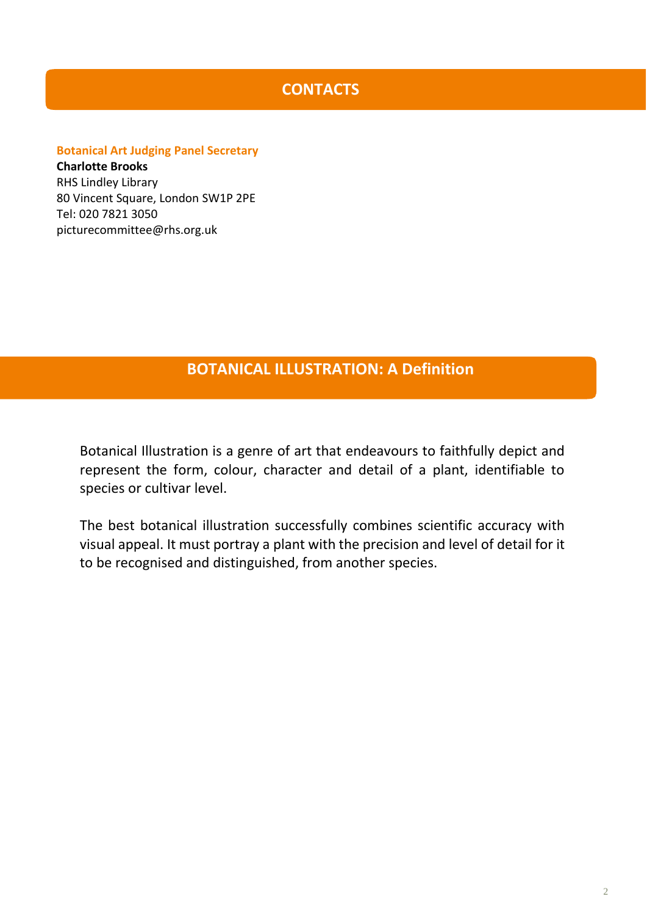## CONTACTS

**Botanical Art Judging Panel Secretary**

**Charlotte Brooks**
RHS Lindley Library
80 Vincent Square, London SW1P 2PE
Tel: 020 7821 3050
picturecommittee@rhs.org.uk

## BOTANICAL ILLUSTRATION: A Definition

Botanical Illustration is a genre of art that endeavours to faithfully depict and represent the form, colour, character and detail of a plant, identifiable to species or cultivar level.

The best botanical illustration successfully combines scientific accuracy with visual appeal. It must portray a plant with the precision and level of detail for it to be recognised and distinguished, from another species.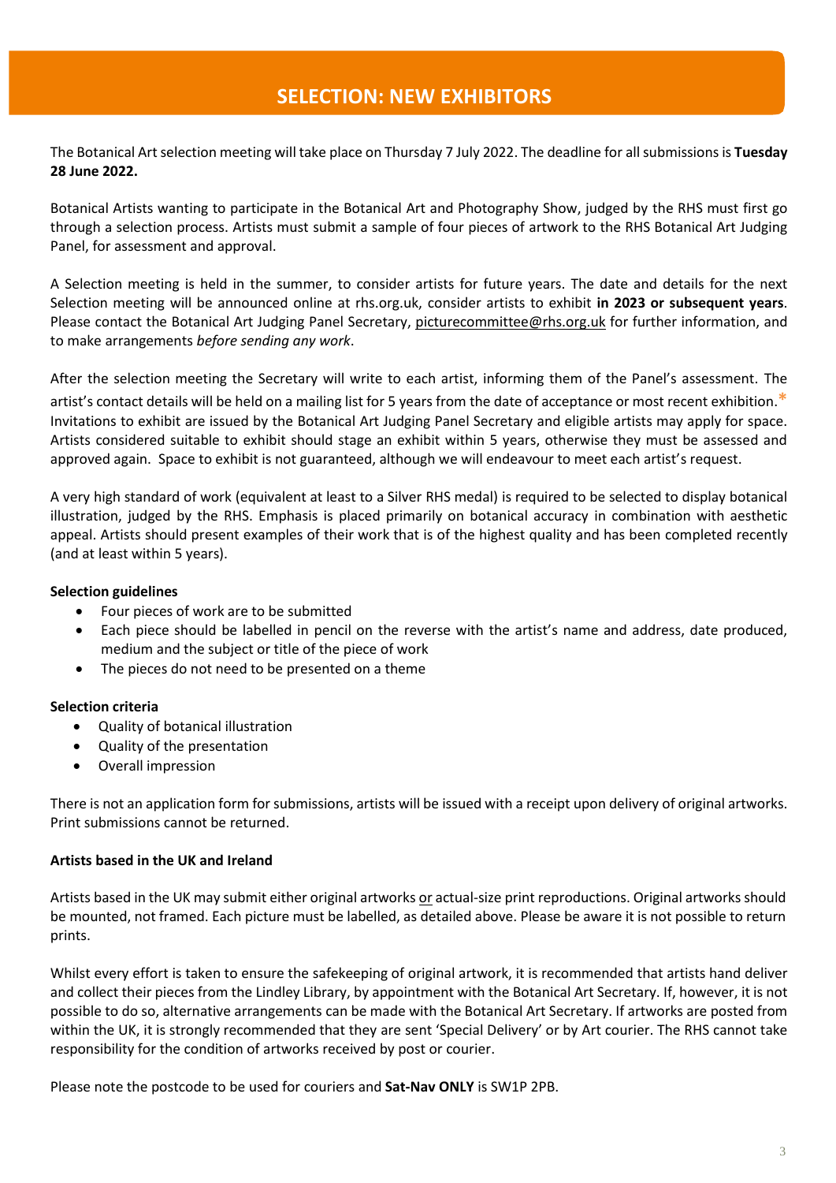## SELECTION: NEW EXHIBITORS

The Botanical Art selection meeting will take place on Thursday 7 July 2022. The deadline for all submissions is **Tuesday 28 June 2022.**

Botanical Artists wanting to participate in the Botanical Art and Photography Show, judged by the RHS must first go through a selection process. Artists must submit a sample of four pieces of artwork to the RHS Botanical Art Judging Panel, for assessment and approval.

A Selection meeting is held in the summer, to consider artists for future years. The date and details for the next Selection meeting will be announced online at rhs.org.uk, consider artists to exhibit **in 2023 or subsequent years**. Please contact the Botanical Art Judging Panel Secretary, picturecommittee@rhs.org.uk for further information, and to make arrangements *before sending any work*.

After the selection meeting the Secretary will write to each artist, informing them of the Panel's assessment. The artist's contact details will be held on a mailing list for 5 years from the date of acceptance or most recent exhibition.* Invitations to exhibit are issued by the Botanical Art Judging Panel Secretary and eligible artists may apply for space. Artists considered suitable to exhibit should stage an exhibit within 5 years, otherwise they must be assessed and approved again. Space to exhibit is not guaranteed, although we will endeavour to meet each artist's request.

A very high standard of work (equivalent at least to a Silver RHS medal) is required to be selected to display botanical illustration, judged by the RHS. Emphasis is placed primarily on botanical accuracy in combination with aesthetic appeal. Artists should present examples of their work that is of the highest quality and has been completed recently (and at least within 5 years).

**Selection guidelines**

- Four pieces of work are to be submitted
- Each piece should be labelled in pencil on the reverse with the artist's name and address, date produced, medium and the subject or title of the piece of work
- The pieces do not need to be presented on a theme

**Selection criteria**

- Quality of botanical illustration
- Quality of the presentation
- Overall impression

There is not an application form for submissions, artists will be issued with a receipt upon delivery of original artworks. Print submissions cannot be returned.

**Artists based in the UK and Ireland**

Artists based in the UK may submit either original artworks or actual-size print reproductions. Original artworks should be mounted, not framed. Each picture must be labelled, as detailed above. Please be aware it is not possible to return prints.

Whilst every effort is taken to ensure the safekeeping of original artwork, it is recommended that artists hand deliver and collect their pieces from the Lindley Library, by appointment with the Botanical Art Secretary. If, however, it is not possible to do so, alternative arrangements can be made with the Botanical Art Secretary. If artworks are posted from within the UK, it is strongly recommended that they are sent 'Special Delivery' or by Art courier. The RHS cannot take responsibility for the condition of artworks received by post or courier.

Please note the postcode to be used for couriers and **Sat-Nav ONLY** is SW1P 2PB.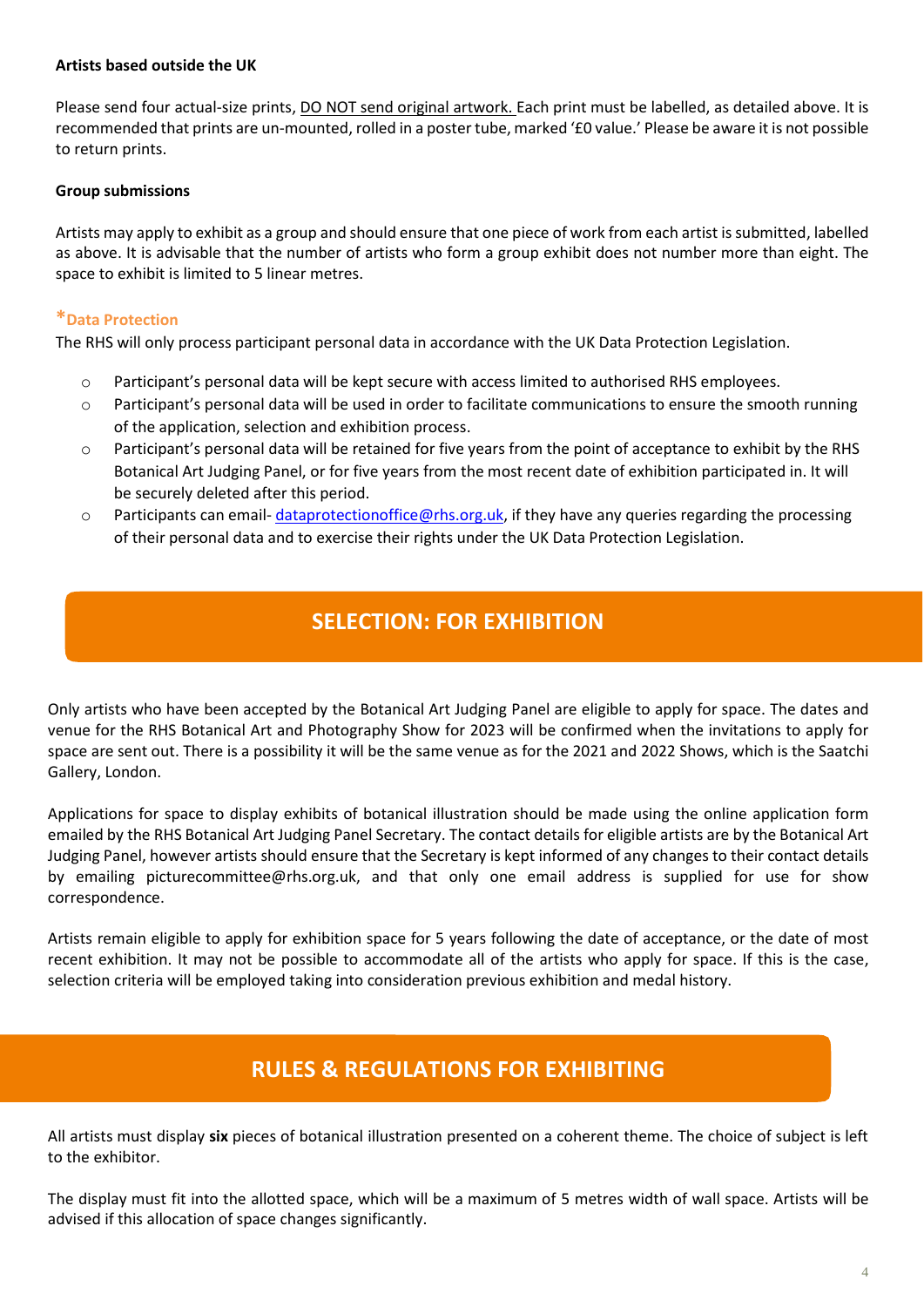**Artists based outside the UK**

Please send four actual-size prints, DO NOT send original artwork. Each print must be labelled, as detailed above. It is recommended that prints are un-mounted, rolled in a poster tube, marked '£0 value.' Please be aware it is not possible to return prints.

**Group submissions**

Artists may apply to exhibit as a group and should ensure that one piece of work from each artist is submitted, labelled as above. It is advisable that the number of artists who form a group exhibit does not number more than eight. The space to exhibit is limited to 5 linear metres.

### *Data Protection

The RHS will only process participant personal data in accordance with the UK Data Protection Legislation.

- Participant's personal data will be kept secure with access limited to authorised RHS employees.
- Participant's personal data will be used in order to facilitate communications to ensure the smooth running of the application, selection and exhibition process.
- Participant's personal data will be retained for five years from the point of acceptance to exhibit by the RHS Botanical Art Judging Panel, or for five years from the most recent date of exhibition participated in. It will be securely deleted after this period.
- Participants can email- dataprotectionoffice@rhs.org.uk, if they have any queries regarding the processing of their personal data and to exercise their rights under the UK Data Protection Legislation.

## SELECTION: FOR EXHIBITION

Only artists who have been accepted by the Botanical Art Judging Panel are eligible to apply for space. The dates and venue for the RHS Botanical Art and Photography Show for 2023 will be confirmed when the invitations to apply for space are sent out. There is a possibility it will be the same venue as for the 2021 and 2022 Shows, which is the Saatchi Gallery, London.

Applications for space to display exhibits of botanical illustration should be made using the online application form emailed by the RHS Botanical Art Judging Panel Secretary. The contact details for eligible artists are by the Botanical Art Judging Panel, however artists should ensure that the Secretary is kept informed of any changes to their contact details by emailing picturecommittee@rhs.org.uk, and that only one email address is supplied for use for show correspondence.

Artists remain eligible to apply for exhibition space for 5 years following the date of acceptance, or the date of most recent exhibition. It may not be possible to accommodate all of the artists who apply for space. If this is the case, selection criteria will be employed taking into consideration previous exhibition and medal history.

## RULES & REGULATIONS FOR EXHIBITING

All artists must display **six** pieces of botanical illustration presented on a coherent theme. The choice of subject is left to the exhibitor.

The display must fit into the allotted space, which will be a maximum of 5 metres width of wall space. Artists will be advised if this allocation of space changes significantly.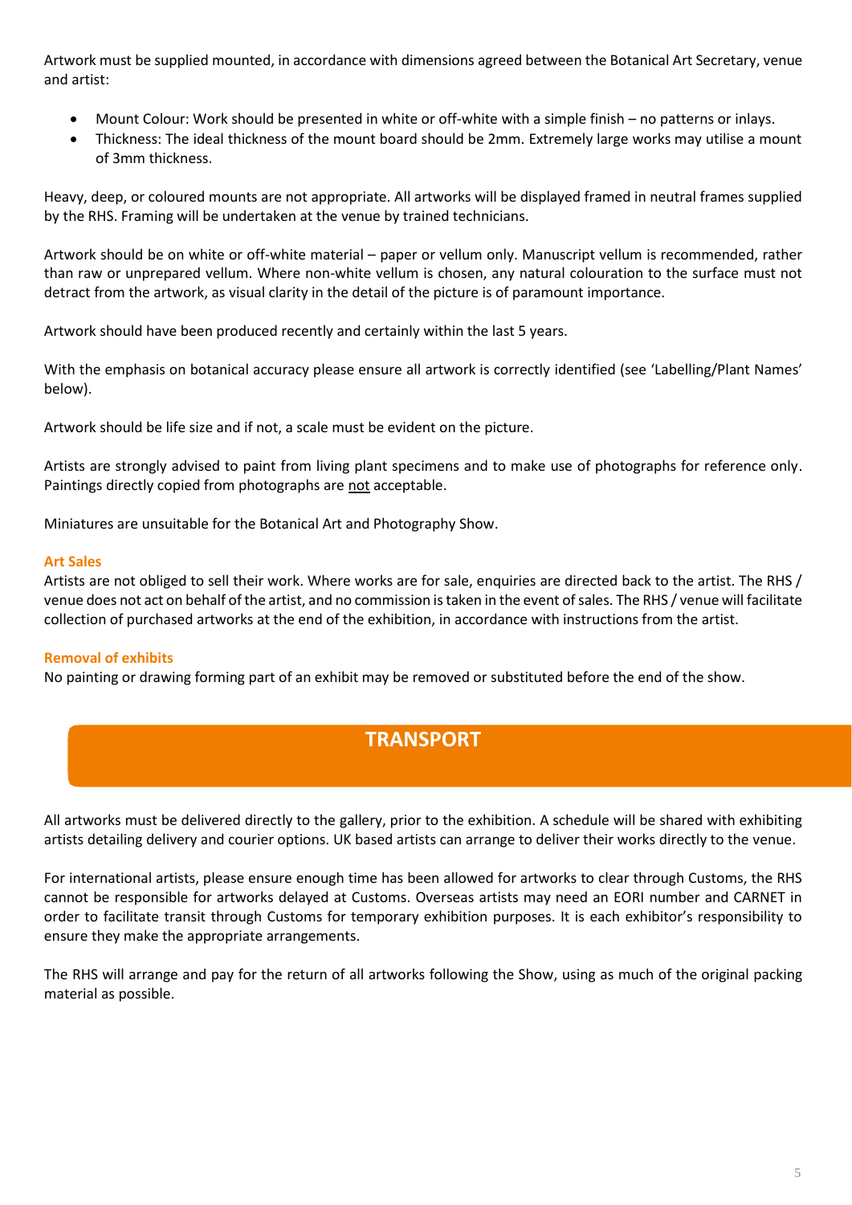Artwork must be supplied mounted, in accordance with dimensions agreed between the Botanical Art Secretary, venue and artist:

- Mount Colour: Work should be presented in white or off-white with a simple finish – no patterns or inlays.
- Thickness: The ideal thickness of the mount board should be 2mm. Extremely large works may utilise a mount of 3mm thickness.

Heavy, deep, or coloured mounts are not appropriate. All artworks will be displayed framed in neutral frames supplied by the RHS. Framing will be undertaken at the venue by trained technicians.

Artwork should be on white or off-white material – paper or vellum only. Manuscript vellum is recommended, rather than raw or unprepared vellum. Where non-white vellum is chosen, any natural colouration to the surface must not detract from the artwork, as visual clarity in the detail of the picture is of paramount importance.

Artwork should have been produced recently and certainly within the last 5 years.

With the emphasis on botanical accuracy please ensure all artwork is correctly identified (see 'Labelling/Plant Names' below).

Artwork should be life size and if not, a scale must be evident on the picture.

Artists are strongly advised to paint from living plant specimens and to make use of photographs for reference only. Paintings directly copied from photographs are <u>not</u> acceptable.

Miniatures are unsuitable for the Botanical Art and Photography Show.

### Art Sales

Artists are not obliged to sell their work. Where works are for sale, enquiries are directed back to the artist. The RHS / venue does not act on behalf of the artist, and no commission is taken in the event of sales. The RHS / venue will facilitate collection of purchased artworks at the end of the exhibition, in accordance with instructions from the artist.

### Removal of exhibits

No painting or drawing forming part of an exhibit may be removed or substituted before the end of the show.

## TRANSPORT

All artworks must be delivered directly to the gallery, prior to the exhibition. A schedule will be shared with exhibiting artists detailing delivery and courier options. UK based artists can arrange to deliver their works directly to the venue.

For international artists, please ensure enough time has been allowed for artworks to clear through Customs, the RHS cannot be responsible for artworks delayed at Customs. Overseas artists may need an EORI number and CARNET in order to facilitate transit through Customs for temporary exhibition purposes. It is each exhibitor's responsibility to ensure they make the appropriate arrangements.

The RHS will arrange and pay for the return of all artworks following the Show, using as much of the original packing material as possible.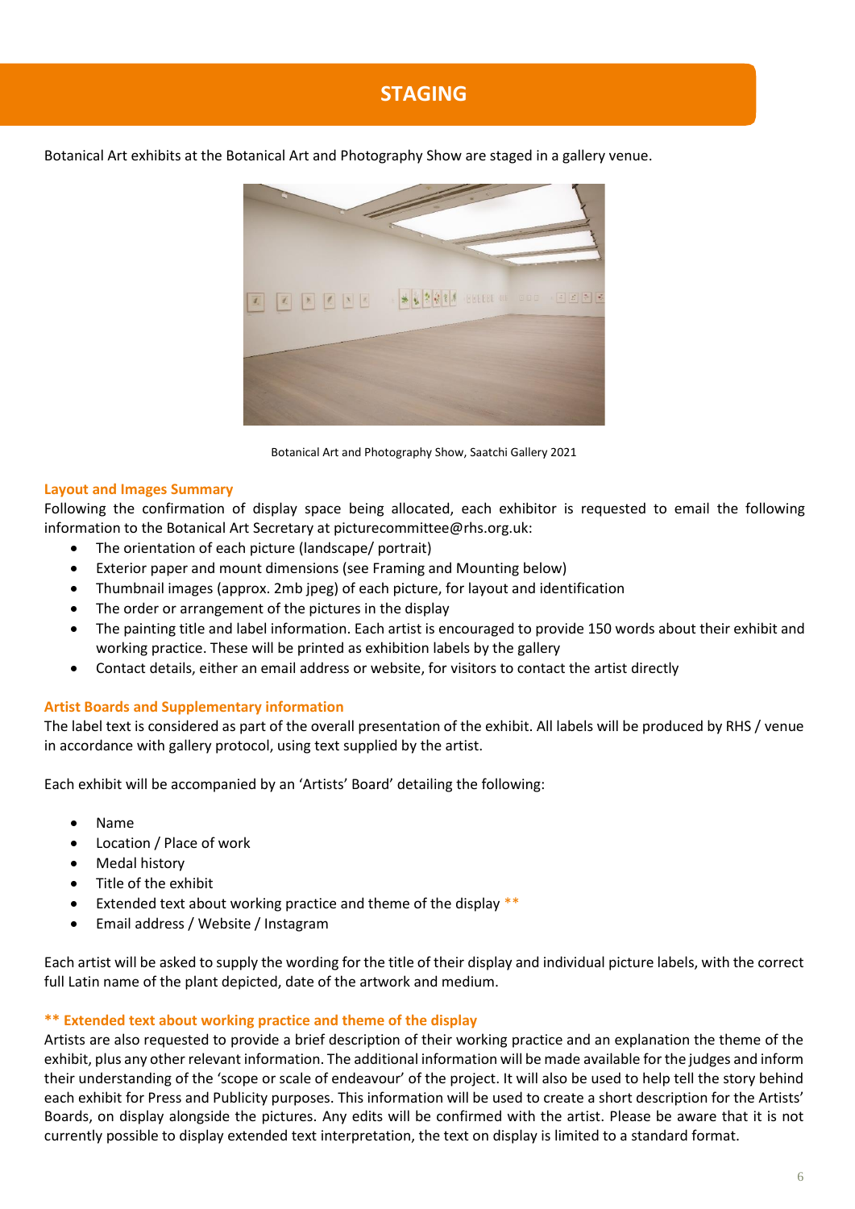# STAGING

Botanical Art exhibits at the Botanical Art and Photography Show are staged in a gallery venue.

Botanical Art and Photography Show, Saatchi Gallery 2021

### Layout and Images Summary

Following the confirmation of display space being allocated, each exhibitor is requested to email the following information to the Botanical Art Secretary at picturecommittee@rhs.org.uk:

- The orientation of each picture (landscape/ portrait)
- Exterior paper and mount dimensions (see Framing and Mounting below)
- Thumbnail images (approx. 2mb jpeg) of each picture, for layout and identification
- The order or arrangement of the pictures in the display
- The painting title and label information. Each artist is encouraged to provide 150 words about their exhibit and working practice. These will be printed as exhibition labels by the gallery
- Contact details, either an email address or website, for visitors to contact the artist directly

### Artist Boards and Supplementary information

The label text is considered as part of the overall presentation of the exhibit. All labels will be produced by RHS / venue in accordance with gallery protocol, using text supplied by the artist.

Each exhibit will be accompanied by an 'Artists' Board' detailing the following:

- Name
- Location / Place of work
- Medal history
- Title of the exhibit
- Extended text about working practice and theme of the display **
- Email address / Website / Instagram

Each artist will be asked to supply the wording for the title of their display and individual picture labels, with the correct full Latin name of the plant depicted, date of the artwork and medium.

### ** Extended text about working practice and theme of the display

Artists are also requested to provide a brief description of their working practice and an explanation the theme of the exhibit, plus any other relevant information. The additional information will be made available for the judges and inform their understanding of the 'scope or scale of endeavour' of the project. It will also be used to help tell the story behind each exhibit for Press and Publicity purposes. This information will be used to create a short description for the Artists' Boards, on display alongside the pictures. Any edits will be confirmed with the artist. Please be aware that it is not currently possible to display extended text interpretation, the text on display is limited to a standard format.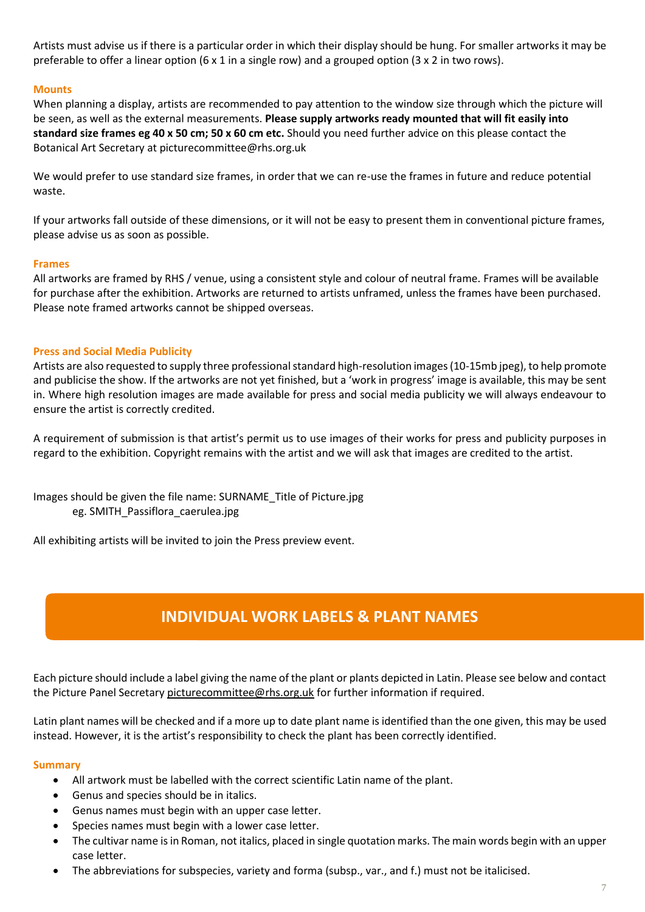Artists must advise us if there is a particular order in which their display should be hung. For smaller artworks it may be preferable to offer a linear option (6 x 1 in a single row) and a grouped option (3 x 2 in two rows).

### Mounts

When planning a display, artists are recommended to pay attention to the window size through which the picture will be seen, as well as the external measurements. **Please supply artworks ready mounted that will fit easily into standard size frames eg 40 x 50 cm; 50 x 60 cm etc.** Should you need further advice on this please contact the Botanical Art Secretary at picturecommittee@rhs.org.uk

We would prefer to use standard size frames, in order that we can re-use the frames in future and reduce potential waste.

If your artworks fall outside of these dimensions, or it will not be easy to present them in conventional picture frames, please advise us as soon as possible.

### Frames

All artworks are framed by RHS / venue, using a consistent style and colour of neutral frame. Frames will be available for purchase after the exhibition. Artworks are returned to artists unframed, unless the frames have been purchased. Please note framed artworks cannot be shipped overseas.

### Press and Social Media Publicity

Artists are also requested to supply three professional standard high-resolution images (10-15mb jpeg), to help promote and publicise the show. If the artworks are not yet finished, but a 'work in progress' image is available, this may be sent in. Where high resolution images are made available for press and social media publicity we will always endeavour to ensure the artist is correctly credited.

A requirement of submission is that artist's permit us to use images of their works for press and publicity purposes in regard to the exhibition. Copyright remains with the artist and we will ask that images are credited to the artist.

Images should be given the file name: SURNAME_Title of Picture.jpg
eg. SMITH_Passiflora_caerulea.jpg

All exhibiting artists will be invited to join the Press preview event.

## INDIVIDUAL WORK LABELS & PLANT NAMES

Each picture should include a label giving the name of the plant or plants depicted in Latin. Please see below and contact the Picture Panel Secretary picturecommittee@rhs.org.uk for further information if required.

Latin plant names will be checked and if a more up to date plant name is identified than the one given, this may be used instead. However, it is the artist's responsibility to check the plant has been correctly identified.

### Summary

- All artwork must be labelled with the correct scientific Latin name of the plant.
- Genus and species should be in italics.
- Genus names must begin with an upper case letter.
- Species names must begin with a lower case letter.
- The cultivar name is in Roman, not italics, placed in single quotation marks. The main words begin with an upper case letter.
- The abbreviations for subspecies, variety and forma (subsp., var., and f.) must not be italicised.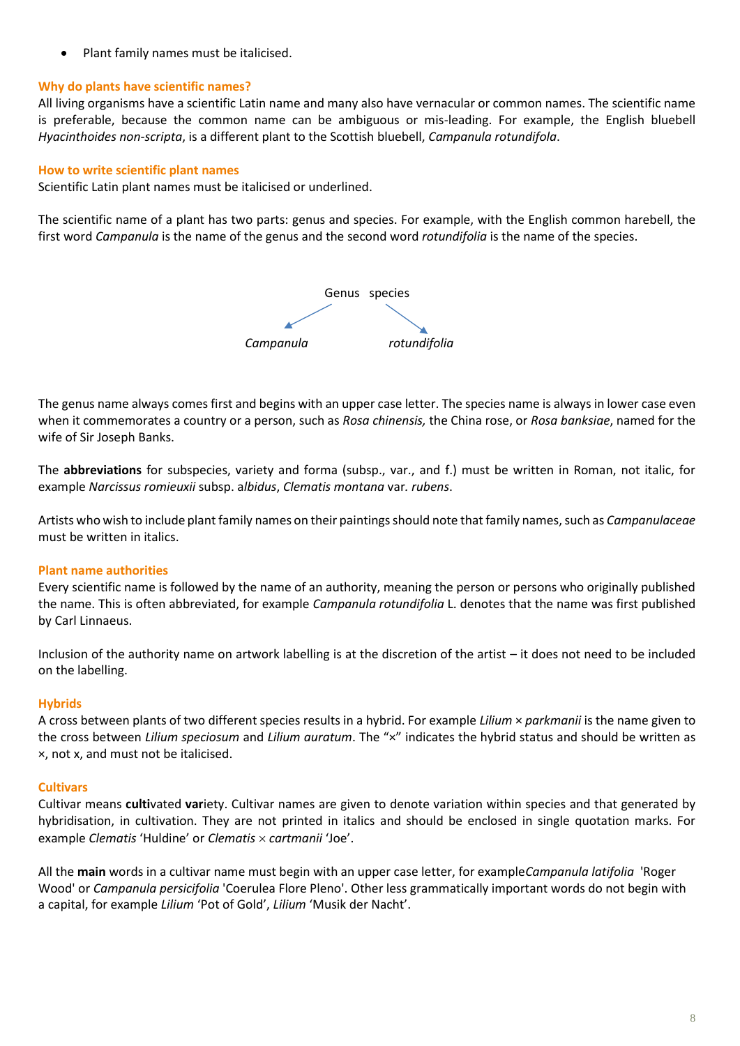- Plant family names must be italicised.

### Why do plants have scientific names?

All living organisms have a scientific Latin name and many also have vernacular or common names. The scientific name is preferable, because the common name can be ambiguous or mis-leading. For example, the English bluebell *Hyacinthoides non-scripta*, is a different plant to the Scottish bluebell, *Campanula rotundifola*.

### How to write scientific plant names

Scientific Latin plant names must be italicised or underlined.

The scientific name of a plant has two parts: genus and species. For example, with the English common harebell, the first word *Campanula* is the name of the genus and the second word *rotundifolia* is the name of the species.

Genus species

*Campanula* *rotundifolia*

The genus name always comes first and begins with an upper case letter. The species name is always in lower case even when it commemorates a country or a person, such as *Rosa chinensis,* the China rose, or *Rosa banksiae*, named for the wife of Sir Joseph Banks.

The **abbreviations** for subspecies, variety and forma (subsp., var., and f.) must be written in Roman, not italic, for example *Narcissus romieuxii* subsp. a*lbidus*, *Clematis montana* var*. rubens*.

Artists who wish to include plant family names on their paintings should note that family names, such as *Campanulaceae* must be written in italics.

### Plant name authorities

Every scientific name is followed by the name of an authority, meaning the person or persons who originally published the name. This is often abbreviated, for example *Campanula rotundifolia* L. denotes that the name was first published by Carl Linnaeus.

Inclusion of the authority name on artwork labelling is at the discretion of the artist – it does not need to be included on the labelling.

### Hybrids

A cross between plants of two different species results in a hybrid. For example *Lilium* × *parkmanii* is the name given to the cross between *Lilium speciosum* and *Lilium auratum*. The "×" indicates the hybrid status and should be written as ×, not x, and must not be italicised.

### Cultivars

Cultivar means **culti**vated **var**iety. Cultivar names are given to denote variation within species and that generated by hybridisation, in cultivation. They are not printed in italics and should be enclosed in single quotation marks. For example *Clematis* 'Huldine' or *Clematis* × *cartmanii* 'Joe'.

All the **main** words in a cultivar name must begin with an upper case letter, for example*Campanula latifolia* 'Roger Wood' or *Campanula persicifolia* 'Coerulea Flore Pleno'. Other less grammatically important words do not begin with a capital, for example *Lilium* 'Pot of Gold', *Lilium* 'Musik der Nacht'.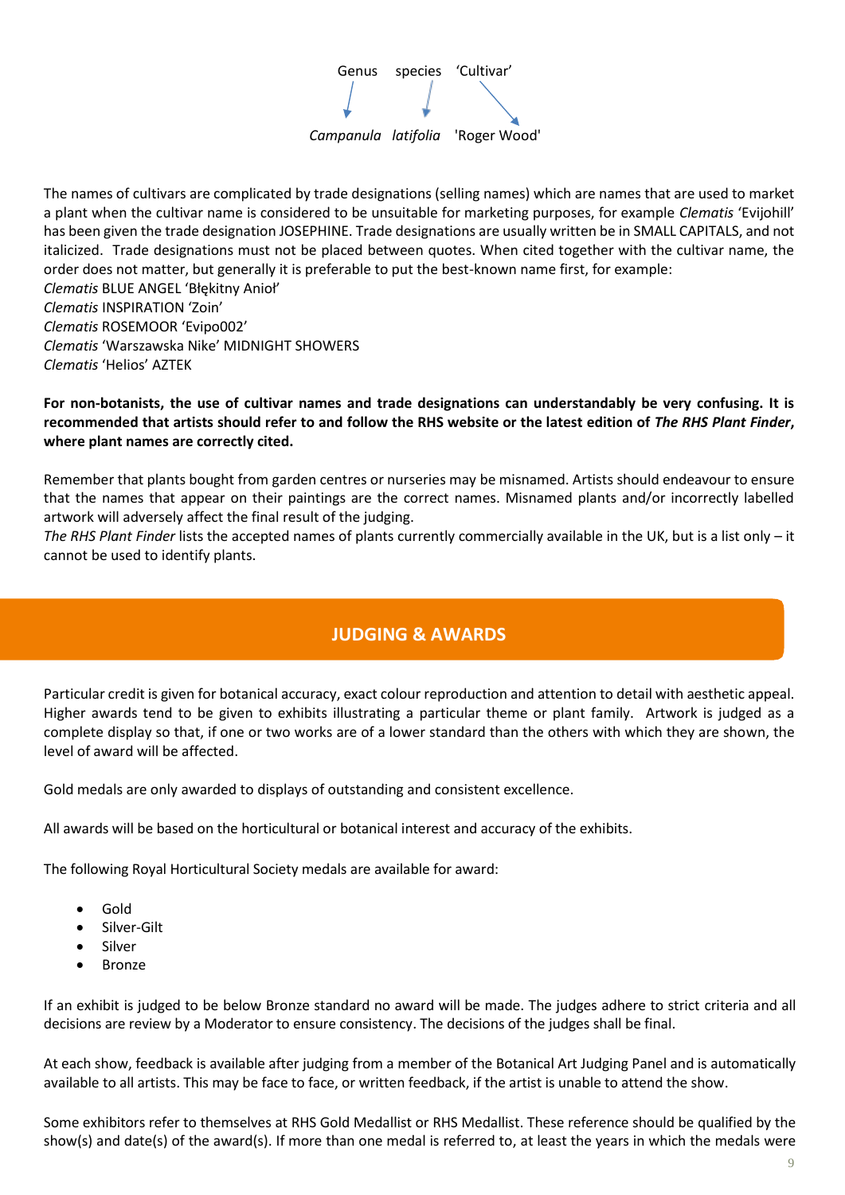Genus species 'Cultivar'

*Campanula latifolia* 'Roger Wood'

The names of cultivars are complicated by trade designations (selling names) which are names that are used to market a plant when the cultivar name is considered to be unsuitable for marketing purposes, for example *Clematis* 'Evijohill' has been given the trade designation JOSEPHINE. Trade designations are usually written be in SMALL CAPITALS, and not italicized. Trade designations must not be placed between quotes. When cited together with the cultivar name, the order does not matter, but generally it is preferable to put the best-known name first, for example:
*Clematis* BLUE ANGEL 'Błękitny Anioł'
*Clematis* INSPIRATION 'Zoin'
*Clematis* ROSEMOOR 'Evipo002'
*Clematis* 'Warszawska Nike' MIDNIGHT SHOWERS
*Clematis* 'Helios' AZTEK

**For non-botanists, the use of cultivar names and trade designations can understandably be very confusing. It is recommended that artists should refer to and follow the RHS website or the latest edition of *The RHS Plant Finder*, where plant names are correctly cited.**

Remember that plants bought from garden centres or nurseries may be misnamed. Artists should endeavour to ensure that the names that appear on their paintings are the correct names. Misnamed plants and/or incorrectly labelled artwork will adversely affect the final result of the judging.
*The RHS Plant Finder* lists the accepted names of plants currently commercially available in the UK, but is a list only – it cannot be used to identify plants.

## JUDGING & AWARDS

Particular credit is given for botanical accuracy, exact colour reproduction and attention to detail with aesthetic appeal. Higher awards tend to be given to exhibits illustrating a particular theme or plant family. Artwork is judged as a complete display so that, if one or two works are of a lower standard than the others with which they are shown, the level of award will be affected.

Gold medals are only awarded to displays of outstanding and consistent excellence.

All awards will be based on the horticultural or botanical interest and accuracy of the exhibits.

The following Royal Horticultural Society medals are available for award:

- Gold
- Silver-Gilt
- Silver
- Bronze

If an exhibit is judged to be below Bronze standard no award will be made. The judges adhere to strict criteria and all decisions are review by a Moderator to ensure consistency. The decisions of the judges shall be final.

At each show, feedback is available after judging from a member of the Botanical Art Judging Panel and is automatically available to all artists. This may be face to face, or written feedback, if the artist is unable to attend the show.

Some exhibitors refer to themselves at RHS Gold Medallist or RHS Medallist. These reference should be qualified by the show(s) and date(s) of the award(s). If more than one medal is referred to, at least the years in which the medals were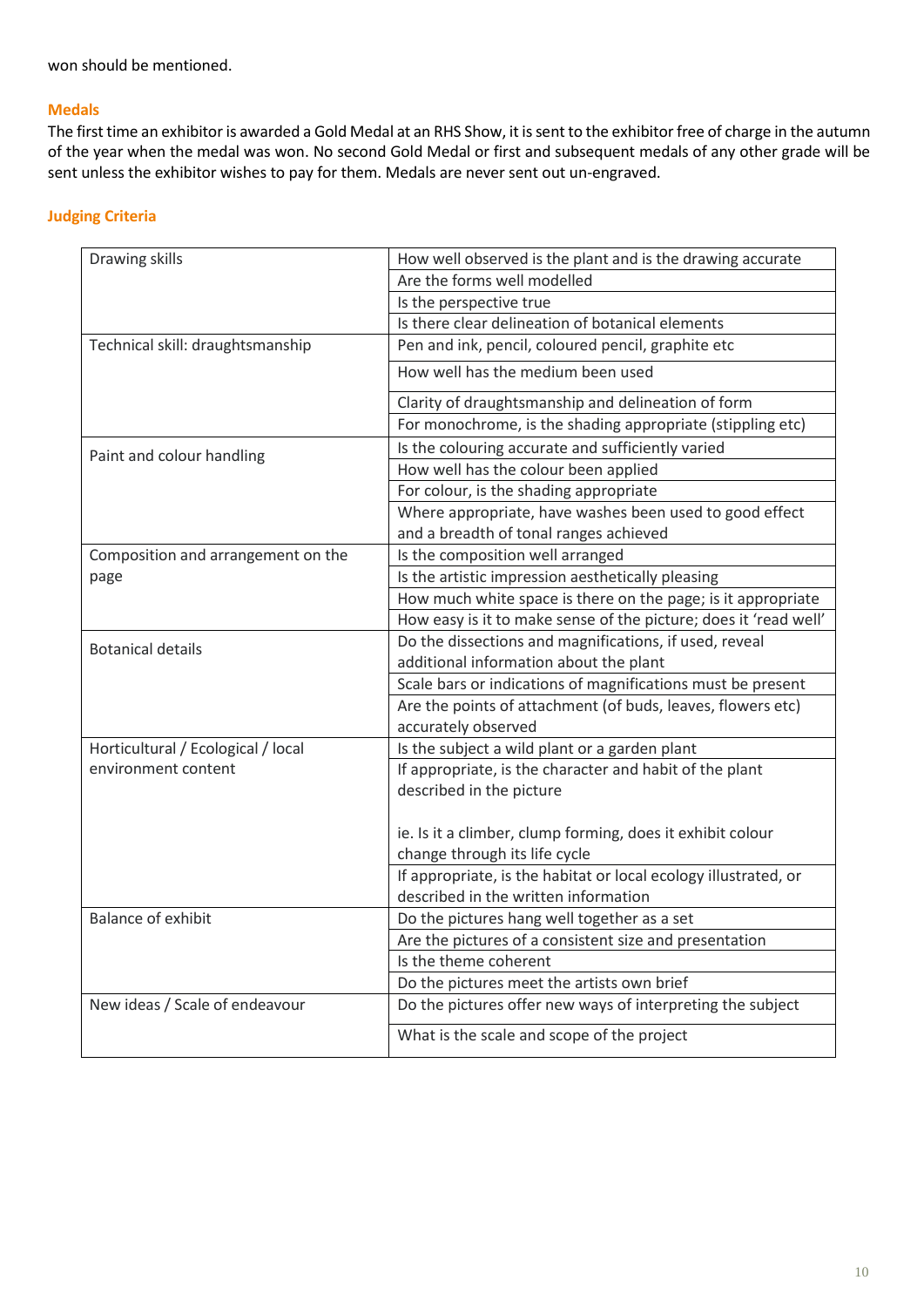won should be mentioned.

## Medals

The first time an exhibitor is awarded a Gold Medal at an RHS Show, it is sent to the exhibitor free of charge in the autumn of the year when the medal was won. No second Gold Medal or first and subsequent medals of any other grade will be sent unless the exhibitor wishes to pay for them. Medals are never sent out un-engraved.

## Judging Criteria

| | |
|---|---|
| Drawing skills | How well observed is the plant and is the drawing accurate |
| | Are the forms well modelled |
| | Is the perspective true |
| | Is there clear delineation of botanical elements |
| Technical skill: draughtsmanship | Pen and ink, pencil, coloured pencil, graphite etc |
| | How well has the medium been used |
| | Clarity of draughtsmanship and delineation of form |
| | For monochrome, is the shading appropriate (stippling etc) |
| Paint and colour handling | Is the colouring accurate and sufficiently varied |
| | How well has the colour been applied |
| | For colour, is the shading appropriate |
| | Where appropriate, have washes been used to good effect and a breadth of tonal ranges achieved |
| Composition and arrangement on the page | Is the composition well arranged |
| | Is the artistic impression aesthetically pleasing |
| | How much white space is there on the page; is it appropriate |
| | How easy is it to make sense of the picture; does it 'read well' |
| Botanical details | Do the dissections and magnifications, if used, reveal additional information about the plant |
| | Scale bars or indications of magnifications must be present |
| | Are the points of attachment (of buds, leaves, flowers etc) accurately observed |
| Horticultural / Ecological / local environment content | Is the subject a wild plant or a garden plant |
| | If appropriate, is the character and habit of the plant described in the picture<br><br>ie. Is it a climber, clump forming, does it exhibit colour change through its life cycle |
| | If appropriate, is the habitat or local ecology illustrated, or described in the written information |
| Balance of exhibit | Do the pictures hang well together as a set |
| | Are the pictures of a consistent size and presentation |
| | Is the theme coherent |
| | Do the pictures meet the artists own brief |
| New ideas / Scale of endeavour | Do the pictures offer new ways of interpreting the subject |
| | What is the scale and scope of the project |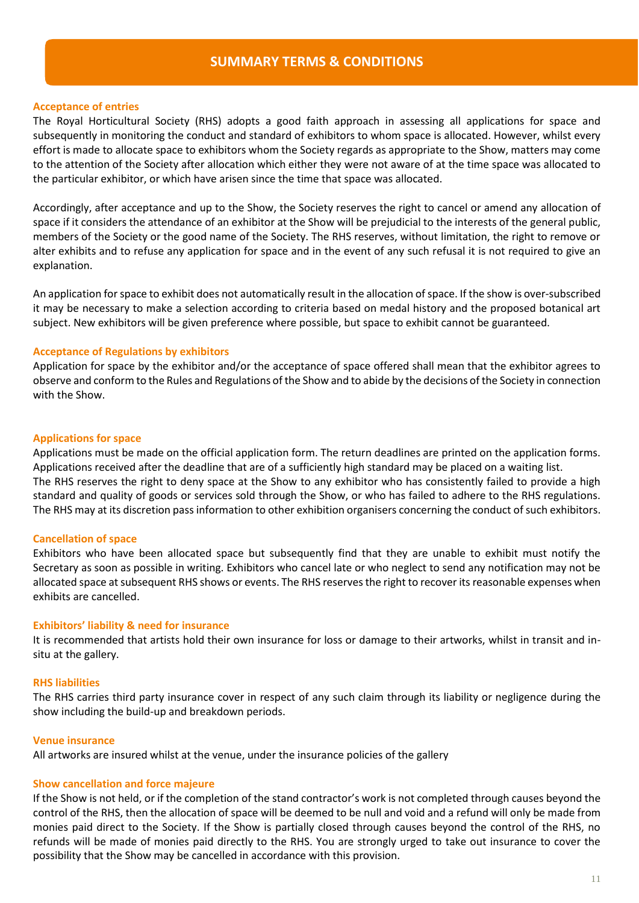# SUMMARY TERMS & CONDITIONS

### Acceptance of entries

The Royal Horticultural Society (RHS) adopts a good faith approach in assessing all applications for space and subsequently in monitoring the conduct and standard of exhibitors to whom space is allocated. However, whilst every effort is made to allocate space to exhibitors whom the Society regards as appropriate to the Show, matters may come to the attention of the Society after allocation which either they were not aware of at the time space was allocated to the particular exhibitor, or which have arisen since the time that space was allocated.

Accordingly, after acceptance and up to the Show, the Society reserves the right to cancel or amend any allocation of space if it considers the attendance of an exhibitor at the Show will be prejudicial to the interests of the general public, members of the Society or the good name of the Society. The RHS reserves, without limitation, the right to remove or alter exhibits and to refuse any application for space and in the event of any such refusal it is not required to give an explanation.

An application for space to exhibit does not automatically result in the allocation of space. If the show is over-subscribed it may be necessary to make a selection according to criteria based on medal history and the proposed botanical art subject. New exhibitors will be given preference where possible, but space to exhibit cannot be guaranteed.

### Acceptance of Regulations by exhibitors

Application for space by the exhibitor and/or the acceptance of space offered shall mean that the exhibitor agrees to observe and conform to the Rules and Regulations of the Show and to abide by the decisions of the Society in connection with the Show.

### Applications for space

Applications must be made on the official application form. The return deadlines are printed on the application forms. Applications received after the deadline that are of a sufficiently high standard may be placed on a waiting list.
The RHS reserves the right to deny space at the Show to any exhibitor who has consistently failed to provide a high standard and quality of goods or services sold through the Show, or who has failed to adhere to the RHS regulations. The RHS may at its discretion pass information to other exhibition organisers concerning the conduct of such exhibitors.

### Cancellation of space

Exhibitors who have been allocated space but subsequently find that they are unable to exhibit must notify the Secretary as soon as possible in writing. Exhibitors who cancel late or who neglect to send any notification may not be allocated space at subsequent RHS shows or events. The RHS reserves the right to recover its reasonable expenses when exhibits are cancelled.

### Exhibitors' liability & need for insurance

It is recommended that artists hold their own insurance for loss or damage to their artworks, whilst in transit and in-situ at the gallery.

### RHS liabilities

The RHS carries third party insurance cover in respect of any such claim through its liability or negligence during the show including the build-up and breakdown periods.

### Venue insurance

All artworks are insured whilst at the venue, under the insurance policies of the gallery

### Show cancellation and force majeure

If the Show is not held, or if the completion of the stand contractor's work is not completed through causes beyond the control of the RHS, then the allocation of space will be deemed to be null and void and a refund will only be made from monies paid direct to the Society. If the Show is partially closed through causes beyond the control of the RHS, no refunds will be made of monies paid directly to the RHS. You are strongly urged to take out insurance to cover the possibility that the Show may be cancelled in accordance with this provision.